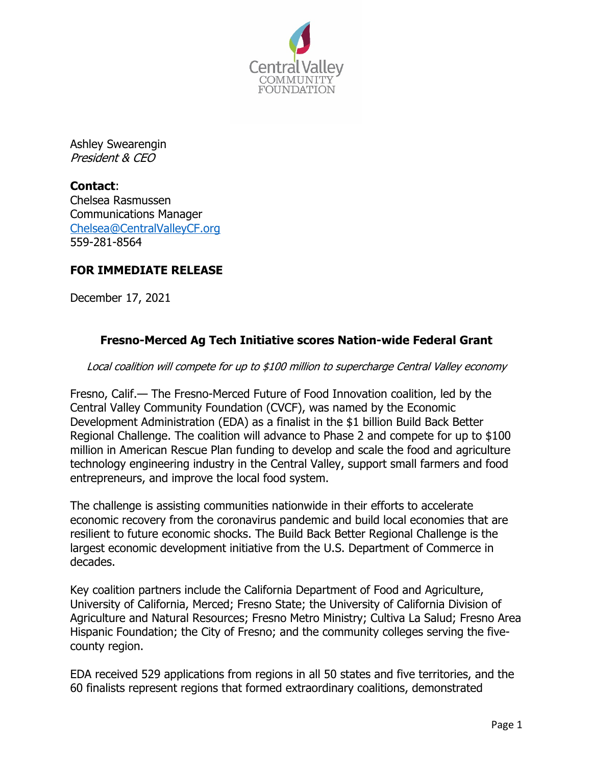Central Valley COMMUNITY FOUNDATION

Ashley Swearengin
*President & CEO*

**Contact**:
Chelsea Rasmussen
Communications Manager
Chelsea@CentralValleyCF.org
559-281-8564

**FOR IMMEDIATE RELEASE**

December 17, 2021

## Fresno-Merced Ag Tech Initiative scores Nation-wide Federal Grant

*Local coalition will compete for up to $100 million to supercharge Central Valley economy*

Fresno, Calif.— The Fresno-Merced Future of Food Innovation coalition, led by the Central Valley Community Foundation (CVCF), was named by the Economic Development Administration (EDA) as a finalist in the $1 billion Build Back Better Regional Challenge. The coalition will advance to Phase 2 and compete for up to $100 million in American Rescue Plan funding to develop and scale the food and agriculture technology engineering industry in the Central Valley, support small farmers and food entrepreneurs, and improve the local food system.

The challenge is assisting communities nationwide in their efforts to accelerate economic recovery from the coronavirus pandemic and build local economies that are resilient to future economic shocks. The Build Back Better Regional Challenge is the largest economic development initiative from the U.S. Department of Commerce in decades.

Key coalition partners include the California Department of Food and Agriculture, University of California, Merced; Fresno State; the University of California Division of Agriculture and Natural Resources; Fresno Metro Ministry; Cultiva La Salud; Fresno Area Hispanic Foundation; the City of Fresno; and the community colleges serving the five-county region.

EDA received 529 applications from regions in all 50 states and five territories, and the 60 finalists represent regions that formed extraordinary coalitions, demonstrated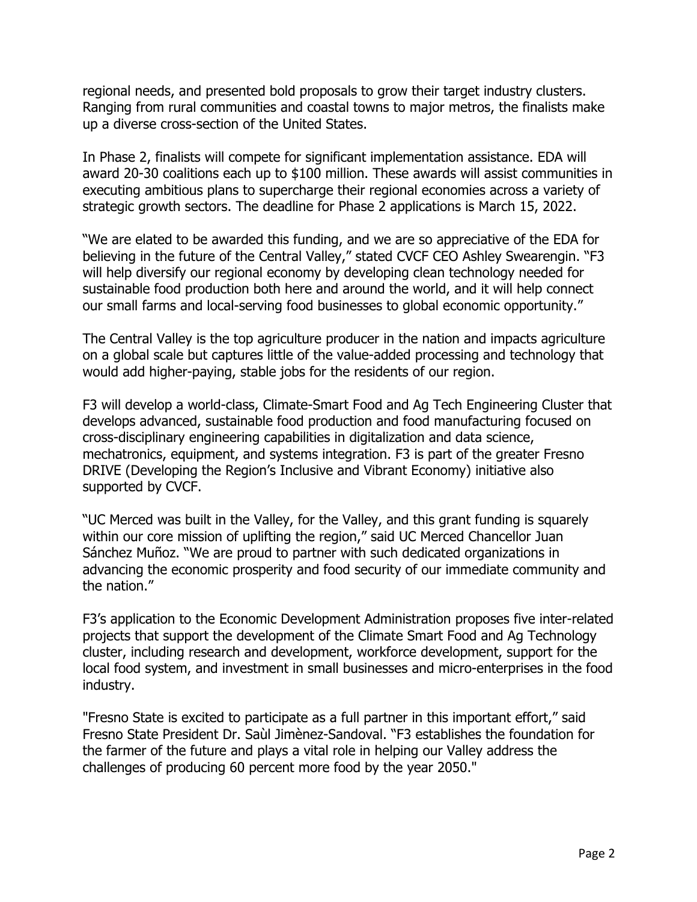regional needs, and presented bold proposals to grow their target industry clusters. Ranging from rural communities and coastal towns to major metros, the finalists make up a diverse cross-section of the United States.

In Phase 2, finalists will compete for significant implementation assistance. EDA will award 20-30 coalitions each up to $100 million. These awards will assist communities in executing ambitious plans to supercharge their regional economies across a variety of strategic growth sectors. The deadline for Phase 2 applications is March 15, 2022.

"We are elated to be awarded this funding, and we are so appreciative of the EDA for believing in the future of the Central Valley," stated CVCF CEO Ashley Swearengin. "F3 will help diversify our regional economy by developing clean technology needed for sustainable food production both here and around the world, and it will help connect our small farms and local-serving food businesses to global economic opportunity."

The Central Valley is the top agriculture producer in the nation and impacts agriculture on a global scale but captures little of the value-added processing and technology that would add higher-paying, stable jobs for the residents of our region.

F3 will develop a world-class, Climate-Smart Food and Ag Tech Engineering Cluster that develops advanced, sustainable food production and food manufacturing focused on cross-disciplinary engineering capabilities in digitalization and data science, mechatronics, equipment, and systems integration. F3 is part of the greater Fresno DRIVE (Developing the Region's Inclusive and Vibrant Economy) initiative also supported by CVCF.

"UC Merced was built in the Valley, for the Valley, and this grant funding is squarely within our core mission of uplifting the region," said UC Merced Chancellor Juan Sánchez Muñoz. "We are proud to partner with such dedicated organizations in advancing the economic prosperity and food security of our immediate community and the nation."

F3's application to the Economic Development Administration proposes five inter-related projects that support the development of the Climate Smart Food and Ag Technology cluster, including research and development, workforce development, support for the local food system, and investment in small businesses and micro-enterprises in the food industry.

"Fresno State is excited to participate as a full partner in this important effort," said Fresno State President Dr. Saùl Jimènez-Sandoval. "F3 establishes the foundation for the farmer of the future and plays a vital role in helping our Valley address the challenges of producing 60 percent more food by the year 2050."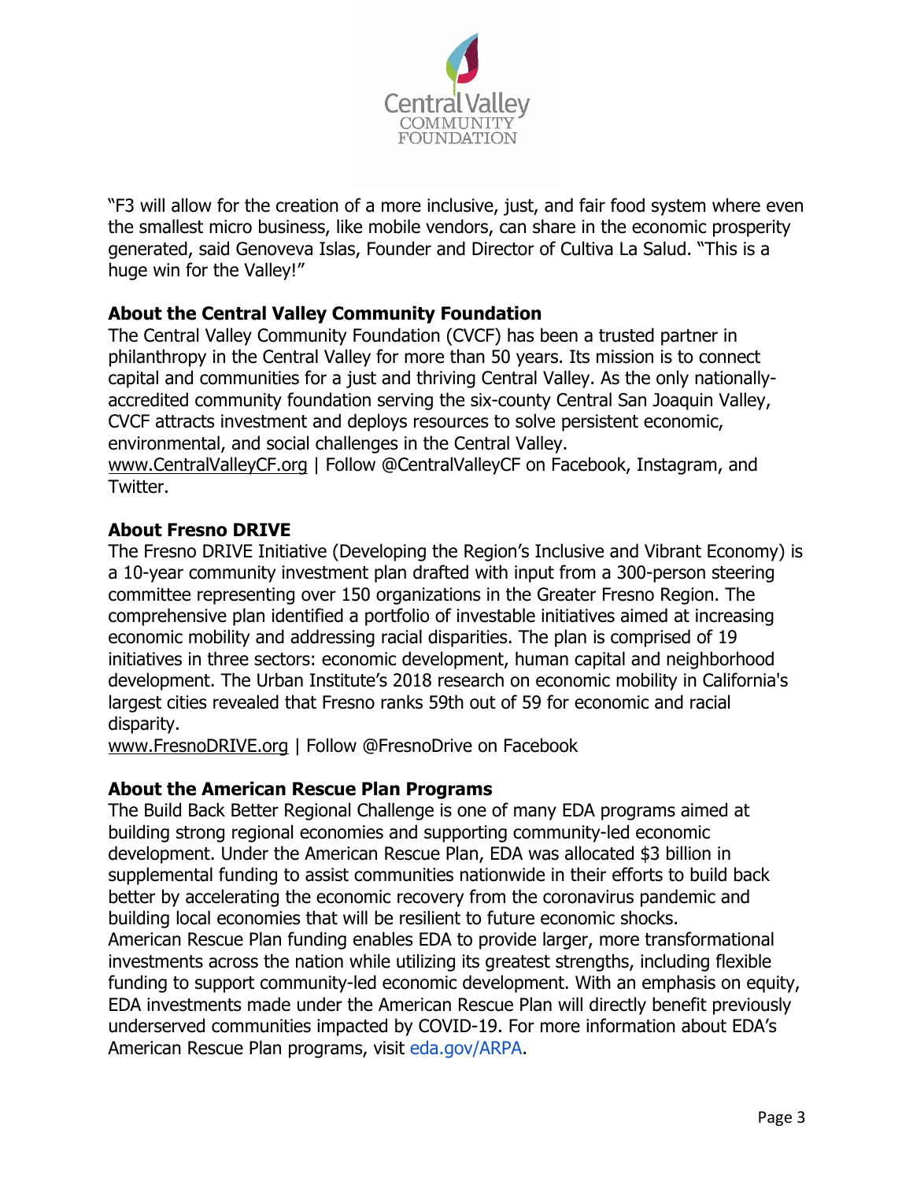"F3 will allow for the creation of a more inclusive, just, and fair food system where even the smallest micro business, like mobile vendors, can share in the economic prosperity generated, said Genoveva Islas, Founder and Director of Cultiva La Salud. "This is a huge win for the Valley!"

**About the Central Valley Community Foundation**

The Central Valley Community Foundation (CVCF) has been a trusted partner in philanthropy in the Central Valley for more than 50 years. Its mission is to connect capital and communities for a just and thriving Central Valley. As the only nationally-accredited community foundation serving the six-county Central San Joaquin Valley, CVCF attracts investment and deploys resources to solve persistent economic, environmental, and social challenges in the Central Valley.
www.CentralValleyCF.org | Follow @CentralValleyCF on Facebook, Instagram, and Twitter.

**About Fresno DRIVE**

The Fresno DRIVE Initiative (Developing the Region's Inclusive and Vibrant Economy) is a 10-year community investment plan drafted with input from a 300-person steering committee representing over 150 organizations in the Greater Fresno Region. The comprehensive plan identified a portfolio of investable initiatives aimed at increasing economic mobility and addressing racial disparities. The plan is comprised of 19 initiatives in three sectors: economic development, human capital and neighborhood development. The Urban Institute's 2018 research on economic mobility in California's largest cities revealed that Fresno ranks 59th out of 59 for economic and racial disparity.
www.FresnoDRIVE.org | Follow @FresnoDrive on Facebook

**About the American Rescue Plan Programs**

The Build Back Better Regional Challenge is one of many EDA programs aimed at building strong regional economies and supporting community-led economic development. Under the American Rescue Plan, EDA was allocated $3 billion in supplemental funding to assist communities nationwide in their efforts to build back better by accelerating the economic recovery from the coronavirus pandemic and building local economies that will be resilient to future economic shocks.
American Rescue Plan funding enables EDA to provide larger, more transformational investments across the nation while utilizing its greatest strengths, including flexible funding to support community-led economic development. With an emphasis on equity, EDA investments made under the American Rescue Plan will directly benefit previously underserved communities impacted by COVID-19. For more information about EDA's American Rescue Plan programs, visit eda.gov/ARPA.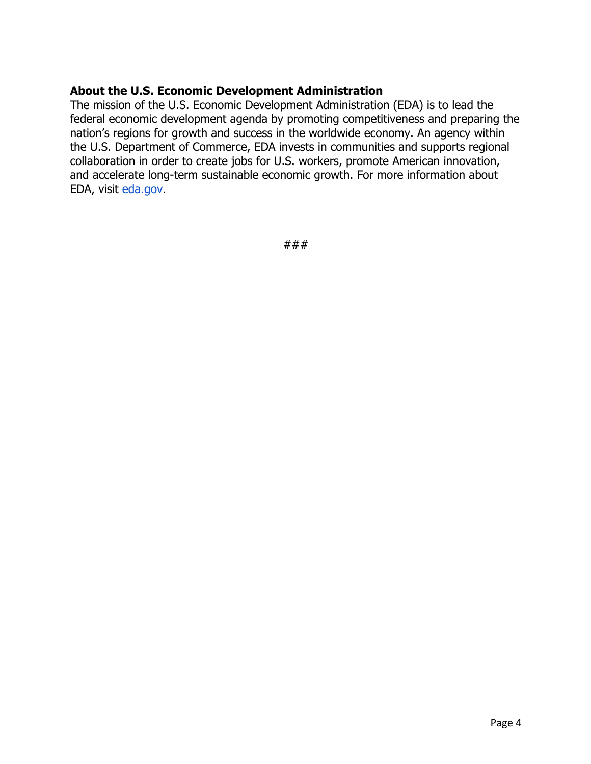**About the U.S. Economic Development Administration**

The mission of the U.S. Economic Development Administration (EDA) is to lead the federal economic development agenda by promoting competitiveness and preparing the nation's regions for growth and success in the worldwide economy. An agency within the U.S. Department of Commerce, EDA invests in communities and supports regional collaboration in order to create jobs for U.S. workers, promote American innovation, and accelerate long-term sustainable economic growth. For more information about EDA, visit eda.gov.

###